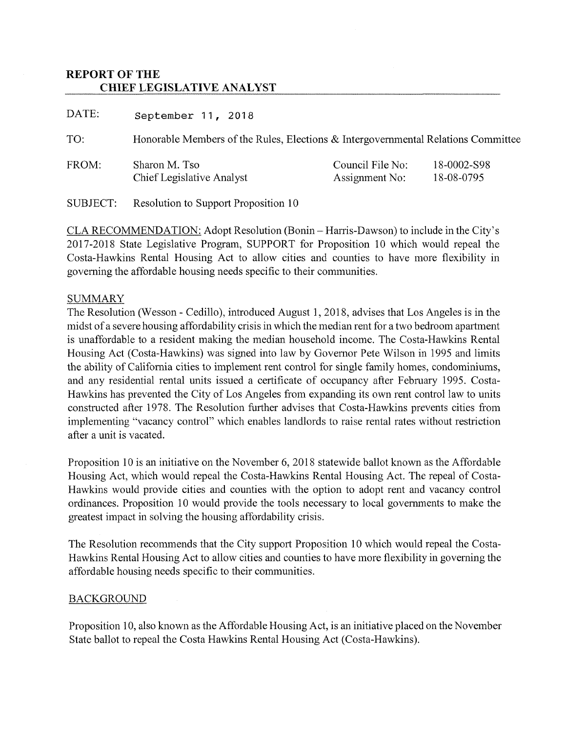## REPORT OF THE
## CHIEF LEGISLATIVE ANALYST

DATE: September 11, 2018

TO: Honorable Members of the Rules, Elections & Intergovernmental Relations Committee

FROM: Sharon M. Tso, Chief Legislative Analyst

Council File No: 18-0002-S98
Assignment No: 18-08-0795

SUBJECT: Resolution to Support Proposition 10

CLA RECOMMENDATION: Adopt Resolution (Bonin – Harris-Dawson) to include in the City's 2017-2018 State Legislative Program, SUPPORT for Proposition 10 which would repeal the Costa-Hawkins Rental Housing Act to allow cities and counties to have more flexibility in governing the affordable housing needs specific to their communities.

### SUMMARY

The Resolution (Wesson - Cedillo), introduced August 1, 2018, advises that Los Angeles is in the midst of a severe housing affordability crisis in which the median rent for a two bedroom apartment is unaffordable to a resident making the median household income. The Costa-Hawkins Rental Housing Act (Costa-Hawkins) was signed into law by Governor Pete Wilson in 1995 and limits the ability of California cities to implement rent control for single family homes, condominiums, and any residential rental units issued a certificate of occupancy after February 1995. Costa-Hawkins has prevented the City of Los Angeles from expanding its own rent control law to units constructed after 1978. The Resolution further advises that Costa-Hawkins prevents cities from implementing "vacancy control" which enables landlords to raise rental rates without restriction after a unit is vacated.

Proposition 10 is an initiative on the November 6, 2018 statewide ballot known as the Affordable Housing Act, which would repeal the Costa-Hawkins Rental Housing Act. The repeal of Costa-Hawkins would provide cities and counties with the option to adopt rent and vacancy control ordinances. Proposition 10 would provide the tools necessary to local governments to make the greatest impact in solving the housing affordability crisis.

The Resolution recommends that the City support Proposition 10 which would repeal the Costa-Hawkins Rental Housing Act to allow cities and counties to have more flexibility in governing the affordable housing needs specific to their communities.

### BACKGROUND

Proposition 10, also known as the Affordable Housing Act, is an initiative placed on the November State ballot to repeal the Costa Hawkins Rental Housing Act (Costa-Hawkins).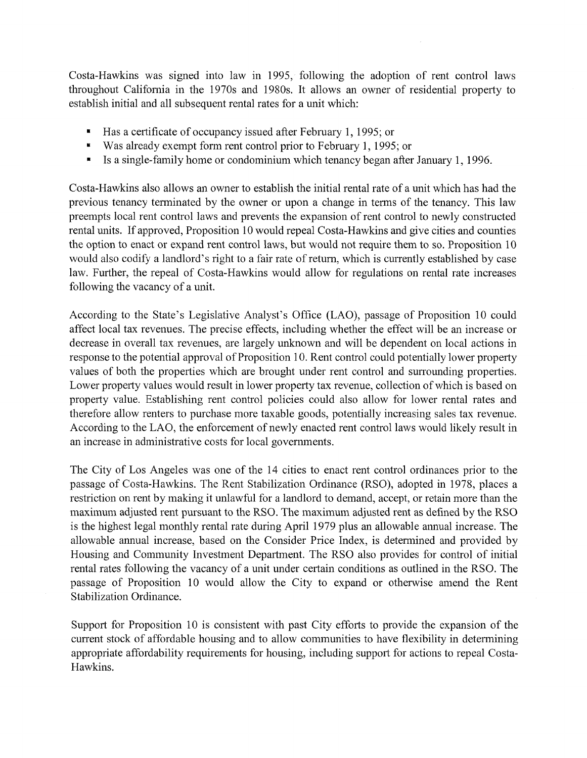Costa-Hawkins was signed into law in 1995, following the adoption of rent control laws throughout California in the 1970s and 1980s. It allows an owner of residential property to establish initial and all subsequent rental rates for a unit which:

- Has a certificate of occupancy issued after February 1, 1995; or
- Was already exempt form rent control prior to February 1, 1995; or
- Is a single-family home or condominium which tenancy began after January 1, 1996.

Costa-Hawkins also allows an owner to establish the initial rental rate of a unit which has had the previous tenancy terminated by the owner or upon a change in terms of the tenancy. This law preempts local rent control laws and prevents the expansion of rent control to newly constructed rental units. If approved, Proposition 10 would repeal Costa-Hawkins and give cities and counties the option to enact or expand rent control laws, but would not require them to so. Proposition 10 would also codify a landlord's right to a fair rate of return, which is currently established by case law. Further, the repeal of Costa-Hawkins would allow for regulations on rental rate increases following the vacancy of a unit.

According to the State's Legislative Analyst's Office (LAO), passage of Proposition 10 could affect local tax revenues. The precise effects, including whether the effect will be an increase or decrease in overall tax revenues, are largely unknown and will be dependent on local actions in response to the potential approval of Proposition 10. Rent control could potentially lower property values of both the properties which are brought under rent control and surrounding properties. Lower property values would result in lower property tax revenue, collection of which is based on property value. Establishing rent control policies could also allow for lower rental rates and therefore allow renters to purchase more taxable goods, potentially increasing sales tax revenue. According to the LAO, the enforcement of newly enacted rent control laws would likely result in an increase in administrative costs for local governments.

The City of Los Angeles was one of the 14 cities to enact rent control ordinances prior to the passage of Costa-Hawkins. The Rent Stabilization Ordinance (RSO), adopted in 1978, places a restriction on rent by making it unlawful for a landlord to demand, accept, or retain more than the maximum adjusted rent pursuant to the RSO. The maximum adjusted rent as defined by the RSO is the highest legal monthly rental rate during April 1979 plus an allowable annual increase. The allowable annual increase, based on the Consider Price Index, is determined and provided by Housing and Community Investment Department. The RSO also provides for control of initial rental rates following the vacancy of a unit under certain conditions as outlined in the RSO. The passage of Proposition 10 would allow the City to expand or otherwise amend the Rent Stabilization Ordinance.

Support for Proposition 10 is consistent with past City efforts to provide the expansion of the current stock of affordable housing and to allow communities to have flexibility in determining appropriate affordability requirements for housing, including support for actions to repeal Costa-Hawkins.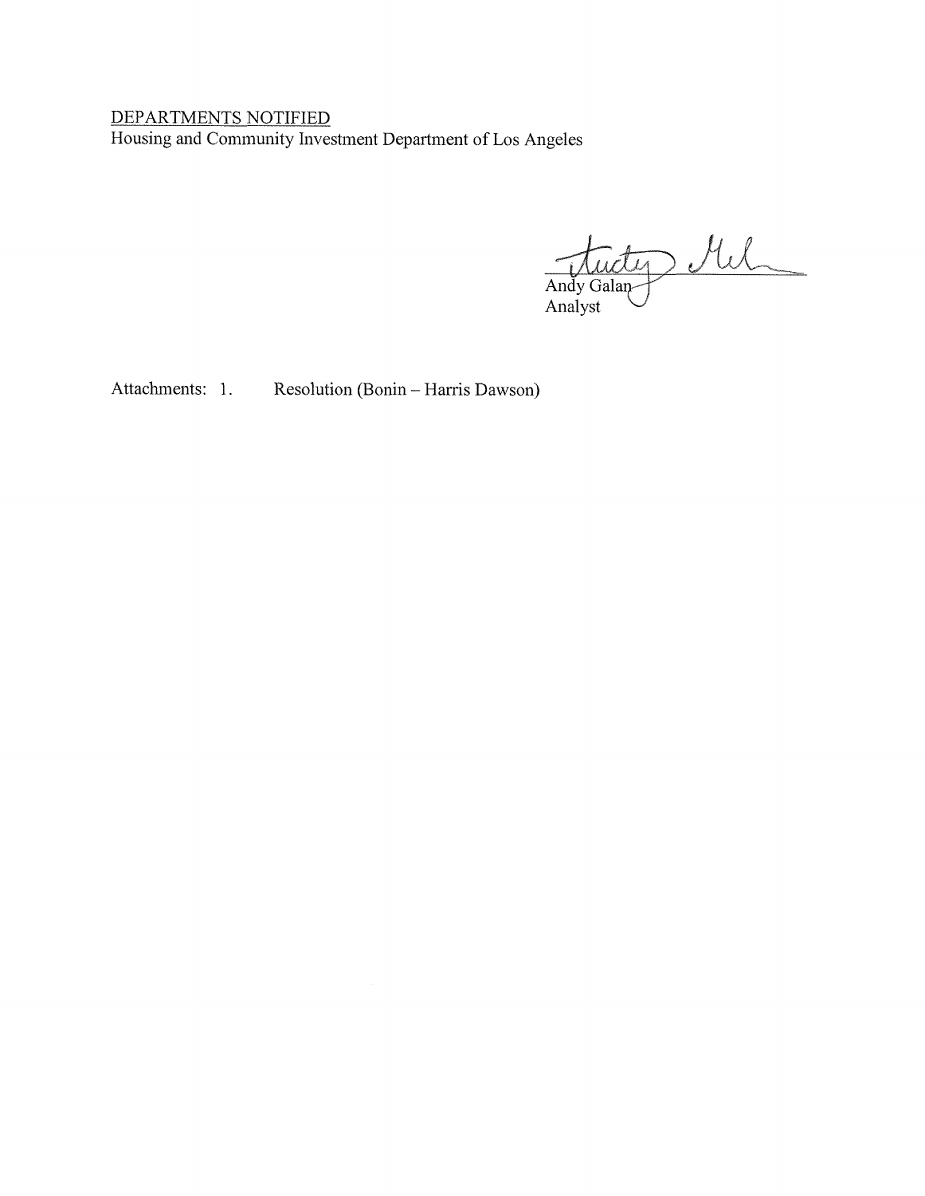DEPARTMENTS NOTIFIED

Housing and Community Investment Department of Los Angeles

Andy Galan
Analyst

Attachments: 1. Resolution (Bonin – Harris Dawson)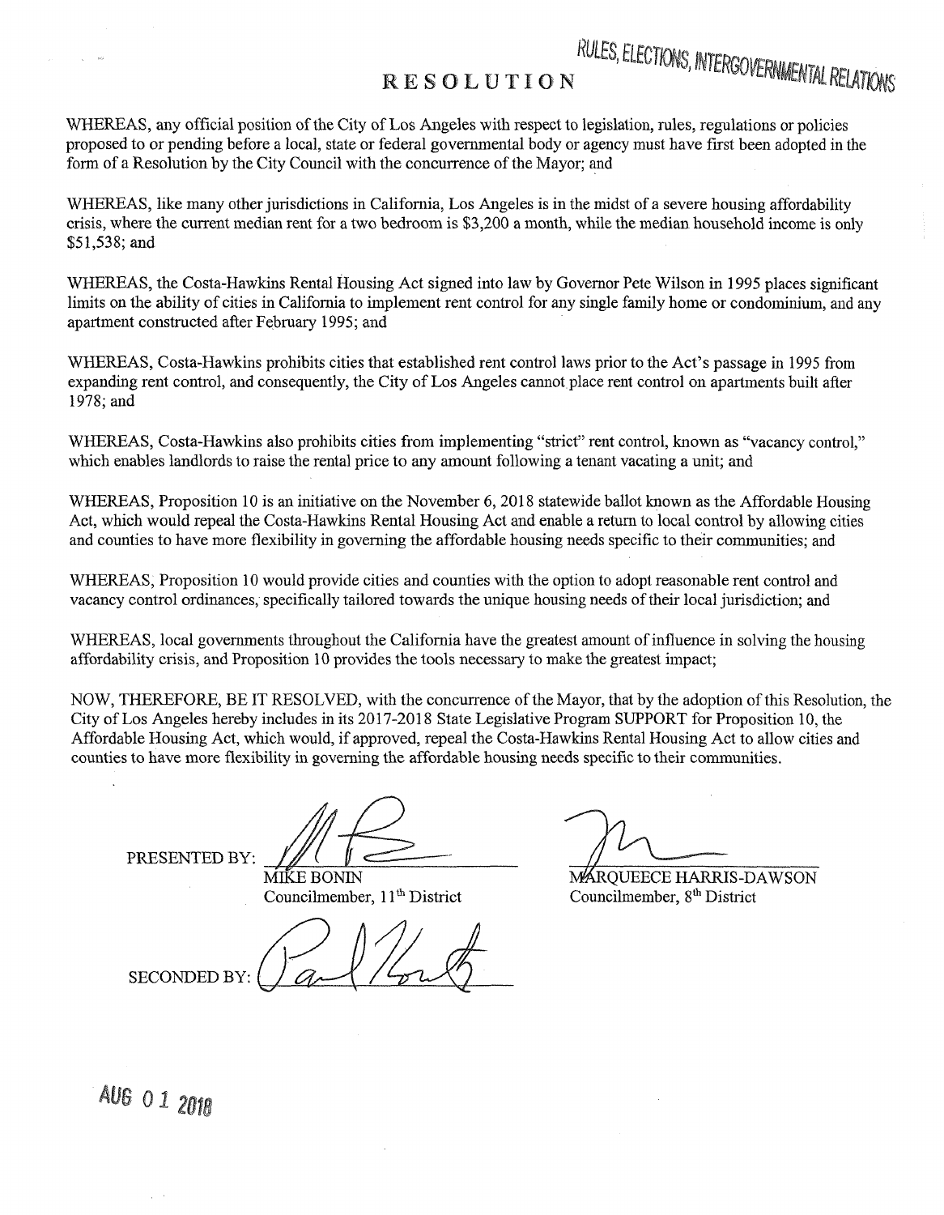RULES, ELECTIONS, INTERGOVERNMENTAL RELATIONS

# RESOLUTION

WHEREAS, any official position of the City of Los Angeles with respect to legislation, rules, regulations or policies proposed to or pending before a local, state or federal governmental body or agency must have first been adopted in the form of a Resolution by the City Council with the concurrence of the Mayor; and

WHEREAS, like many other jurisdictions in California, Los Angeles is in the midst of a severe housing affordability crisis, where the current median rent for a two bedroom is $3,200 a month, while the median household income is only $51,538; and

WHEREAS, the Costa-Hawkins Rental Housing Act signed into law by Governor Pete Wilson in 1995 places significant limits on the ability of cities in California to implement rent control for any single family home or condominium, and any apartment constructed after February 1995; and

WHEREAS, Costa-Hawkins prohibits cities that established rent control laws prior to the Act's passage in 1995 from expanding rent control, and consequently, the City of Los Angeles cannot place rent control on apartments built after 1978; and

WHEREAS, Costa-Hawkins also prohibits cities from implementing "strict" rent control, known as "vacancy control," which enables landlords to raise the rental price to any amount following a tenant vacating a unit; and

WHEREAS, Proposition 10 is an initiative on the November 6, 2018 statewide ballot known as the Affordable Housing Act, which would repeal the Costa-Hawkins Rental Housing Act and enable a return to local control by allowing cities and counties to have more flexibility in governing the affordable housing needs specific to their communities; and

WHEREAS, Proposition 10 would provide cities and counties with the option to adopt reasonable rent control and vacancy control ordinances, specifically tailored towards the unique housing needs of their local jurisdiction; and

WHEREAS, local governments throughout the California have the greatest amount of influence in solving the housing affordability crisis, and Proposition 10 provides the tools necessary to make the greatest impact;

NOW, THEREFORE, BE IT RESOLVED, with the concurrence of the Mayor, that by the adoption of this Resolution, the City of Los Angeles hereby includes in its 2017-2018 State Legislative Program SUPPORT for Proposition 10, the Affordable Housing Act, which would, if approved, repeal the Costa-Hawkins Rental Housing Act to allow cities and counties to have more flexibility in governing the affordable housing needs specific to their communities.

PRESENTED BY: ______________________
MIKE BONIN
Councilmember, 11th District

______________________
MARQUEECE HARRIS-DAWSON
Councilmember, 8th District

SECONDED BY: ______________________

AUG 01 2018